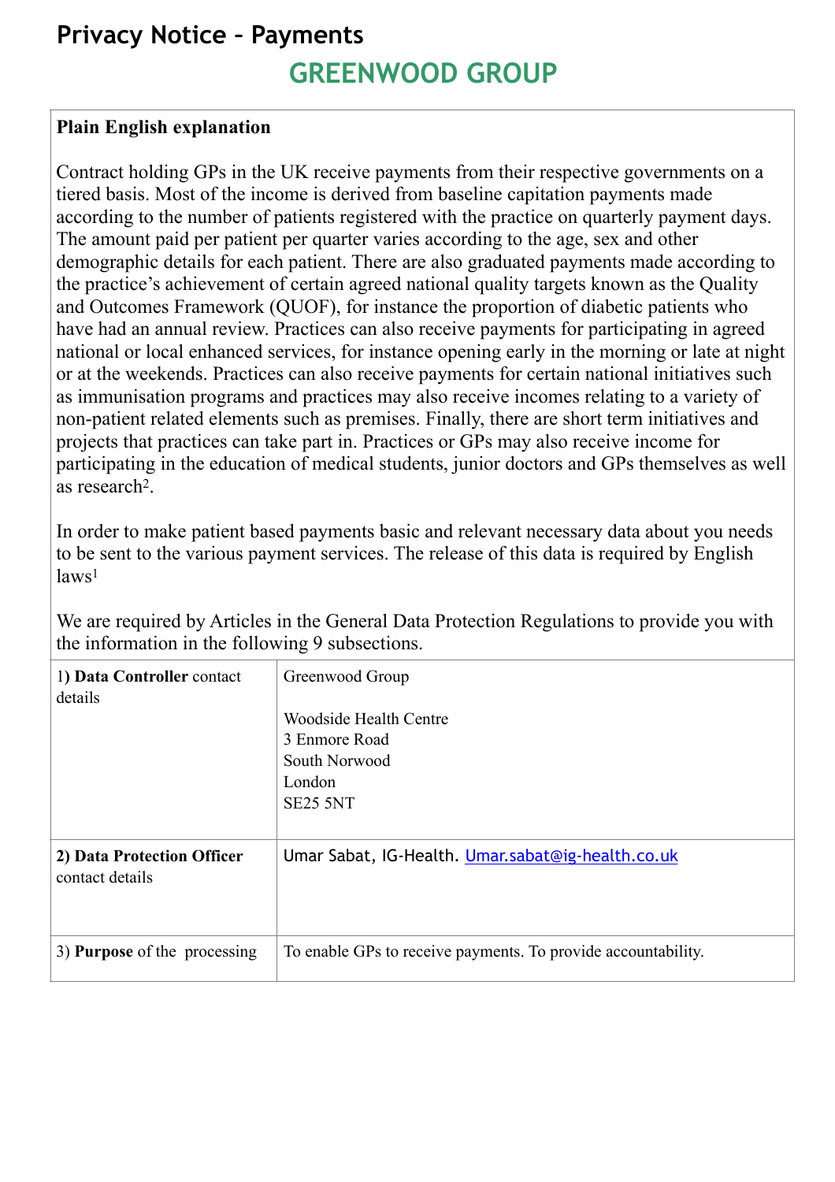# Privacy Notice – Payments

## GREENWOOD GROUP

**Plain English explanation**

Contract holding GPs in the UK receive payments from their respective governments on a tiered basis. Most of the income is derived from baseline capitation payments made according to the number of patients registered with the practice on quarterly payment days. The amount paid per patient per quarter varies according to the age, sex and other demographic details for each patient. There are also graduated payments made according to the practice's achievement of certain agreed national quality targets known as the Quality and Outcomes Framework (QUOF), for instance the proportion of diabetic patients who have had an annual review. Practices can also receive payments for participating in agreed national or local enhanced services, for instance opening early in the morning or late at night or at the weekends. Practices can also receive payments for certain national initiatives such as immunisation programs and practices may also receive incomes relating to a variety of non-patient related elements such as premises. Finally, there are short term initiatives and projects that practices can take part in. Practices or GPs may also receive income for participating in the education of medical students, junior doctors and GPs themselves as well as research[2].

In order to make patient based payments basic and relevant necessary data about you needs to be sent to the various payment services. The release of this data is required by English laws[1]

We are required by Articles in the General Data Protection Regulations to provide you with the information in the following 9 subsections.

| | |
|---|---|
| 1) **Data Controller** contact details | Greenwood Group<br><br>Woodside Health Centre<br>3 Enmore Road<br>South Norwood<br>London<br>SE25 5NT |
| **2) Data Protection Officer** contact details | Umar Sabat, IG-Health. Umar.sabat@ig-health.co.uk |
| 3) **Purpose** of the processing | To enable GPs to receive payments. To provide accountability. |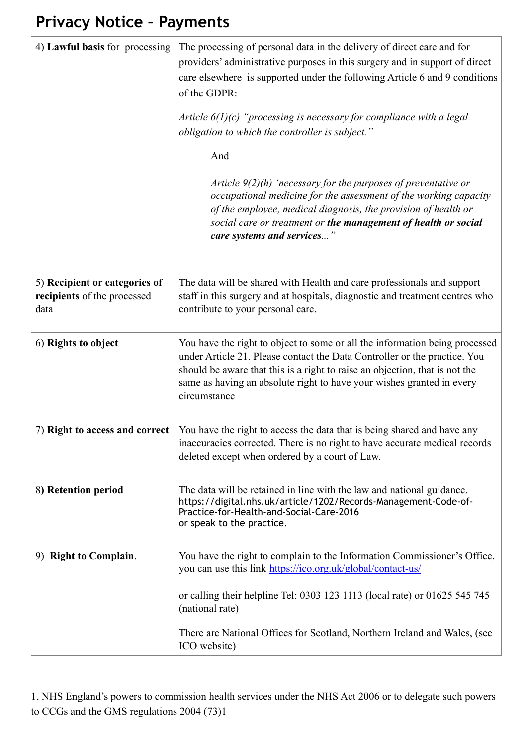## Privacy Notice – Payments

| | |
|---|---|
| 4) **Lawful basis** for processing | The processing of personal data in the delivery of direct care and for providers' administrative purposes in this surgery and in support of direct care elsewhere is supported under the following Article 6 and 9 conditions of the GDPR:<br><br>*Article 6(1)(c) "processing is necessary for compliance with a legal obligation to which the controller is subject."*<br><br>And<br><br>*Article 9(2)(h) 'necessary for the purposes of preventative or occupational medicine for the assessment of the working capacity of the employee, medical diagnosis, the provision of health or social care or treatment or* ***the management of health or social care systems and services****..."* |
| 5) **Recipient or categories of recipients** of the processed data | The data will be shared with Health and care professionals and support staff in this surgery and at hospitals, diagnostic and treatment centres who contribute to your personal care. |
| 6) **Rights to object** | You have the right to object to some or all the information being processed under Article 21. Please contact the Data Controller or the practice. You should be aware that this is a right to raise an objection, that is not the same as having an absolute right to have your wishes granted in every circumstance |
| 7) **Right to access and correct** | You have the right to access the data that is being shared and have any inaccuracies corrected. There is no right to have accurate medical records deleted except when ordered by a court of Law. |
| 8) **Retention period** | The data will be retained in line with the law and national guidance. https://digital.nhs.uk/article/1202/Records-Management-Code-of-Practice-for-Health-and-Social-Care-2016<br>or speak to the practice. |
| 9) **Right to Complain**. | You have the right to complain to the Information Commissioner's Office, you can use this link [https://ico.org.uk/global/contact-us/](https://ico.org.uk/global/contact-us/)<br><br>or calling their helpline Tel: 0303 123 1113 (local rate) or 01625 545 745 (national rate)<br><br>There are National Offices for Scotland, Northern Ireland and Wales, (see ICO website) |

1, NHS England's powers to commission health services under the NHS Act 2006 or to delegate such powers to CCGs and the GMS regulations 2004 (73)1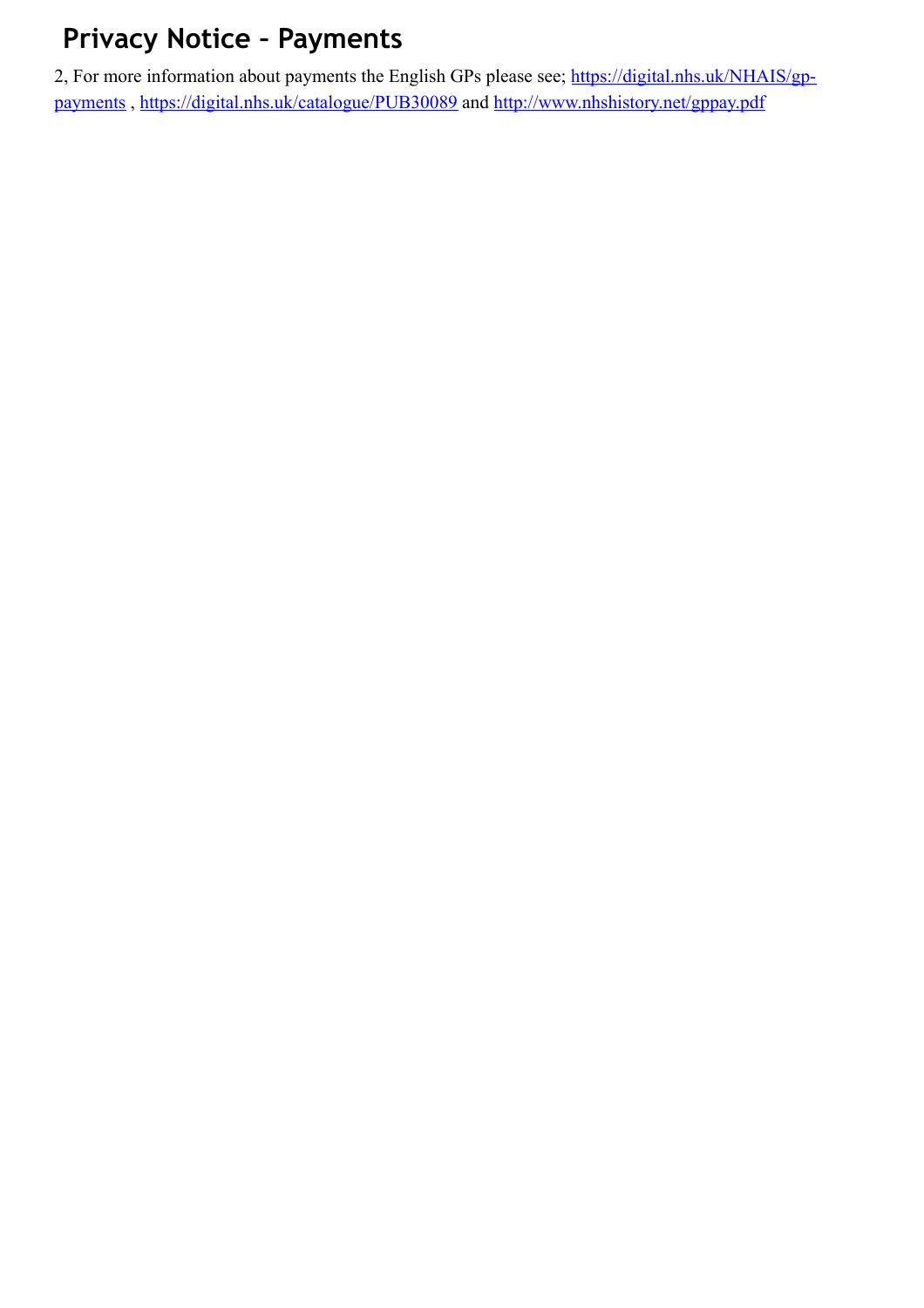# Privacy Notice – Payments

2, For more information about payments the English GPs please see; https://digital.nhs.uk/NHAIS/gp-payments , https://digital.nhs.uk/catalogue/PUB30089 and http://www.nhshistory.net/gppay.pdf